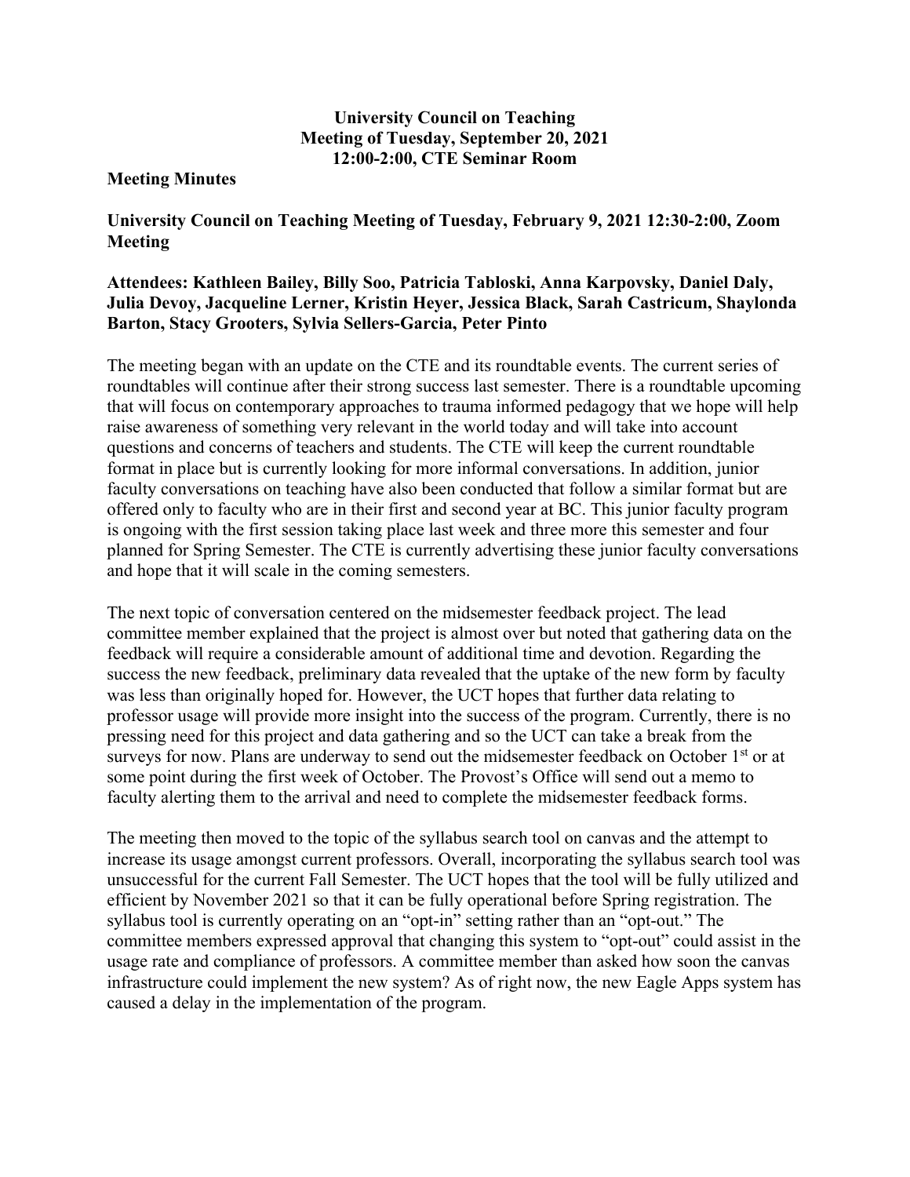**University Council on Teaching**
**Meeting of Tuesday, September 20, 2021**
**12:00-2:00, CTE Seminar Room**

**Meeting Minutes**

**University Council on Teaching Meeting of Tuesday, February 9, 2021 12:30-2:00, Zoom Meeting**

**Attendees: Kathleen Bailey, Billy Soo, Patricia Tabloski, Anna Karpovsky, Daniel Daly, Julia Devoy, Jacqueline Lerner, Kristin Heyer, Jessica Black, Sarah Castricum, Shaylonda Barton, Stacy Grooters, Sylvia Sellers-Garcia, Peter Pinto**

The meeting began with an update on the CTE and its roundtable events. The current series of roundtables will continue after their strong success last semester. There is a roundtable upcoming that will focus on contemporary approaches to trauma informed pedagogy that we hope will help raise awareness of something very relevant in the world today and will take into account questions and concerns of teachers and students. The CTE will keep the current roundtable format in place but is currently looking for more informal conversations. In addition, junior faculty conversations on teaching have also been conducted that follow a similar format but are offered only to faculty who are in their first and second year at BC. This junior faculty program is ongoing with the first session taking place last week and three more this semester and four planned for Spring Semester. The CTE is currently advertising these junior faculty conversations and hope that it will scale in the coming semesters.

The next topic of conversation centered on the midsemester feedback project. The lead committee member explained that the project is almost over but noted that gathering data on the feedback will require a considerable amount of additional time and devotion. Regarding the success the new feedback, preliminary data revealed that the uptake of the new form by faculty was less than originally hoped for. However, the UCT hopes that further data relating to professor usage will provide more insight into the success of the program. Currently, there is no pressing need for this project and data gathering and so the UCT can take a break from the surveys for now. Plans are underway to send out the midsemester feedback on October 1st or at some point during the first week of October. The Provost's Office will send out a memo to faculty alerting them to the arrival and need to complete the midsemester feedback forms.

The meeting then moved to the topic of the syllabus search tool on canvas and the attempt to increase its usage amongst current professors. Overall, incorporating the syllabus search tool was unsuccessful for the current Fall Semester. The UCT hopes that the tool will be fully utilized and efficient by November 2021 so that it can be fully operational before Spring registration. The syllabus tool is currently operating on an "opt-in" setting rather than an "opt-out." The committee members expressed approval that changing this system to "opt-out" could assist in the usage rate and compliance of professors. A committee member than asked how soon the canvas infrastructure could implement the new system? As of right now, the new Eagle Apps system has caused a delay in the implementation of the program.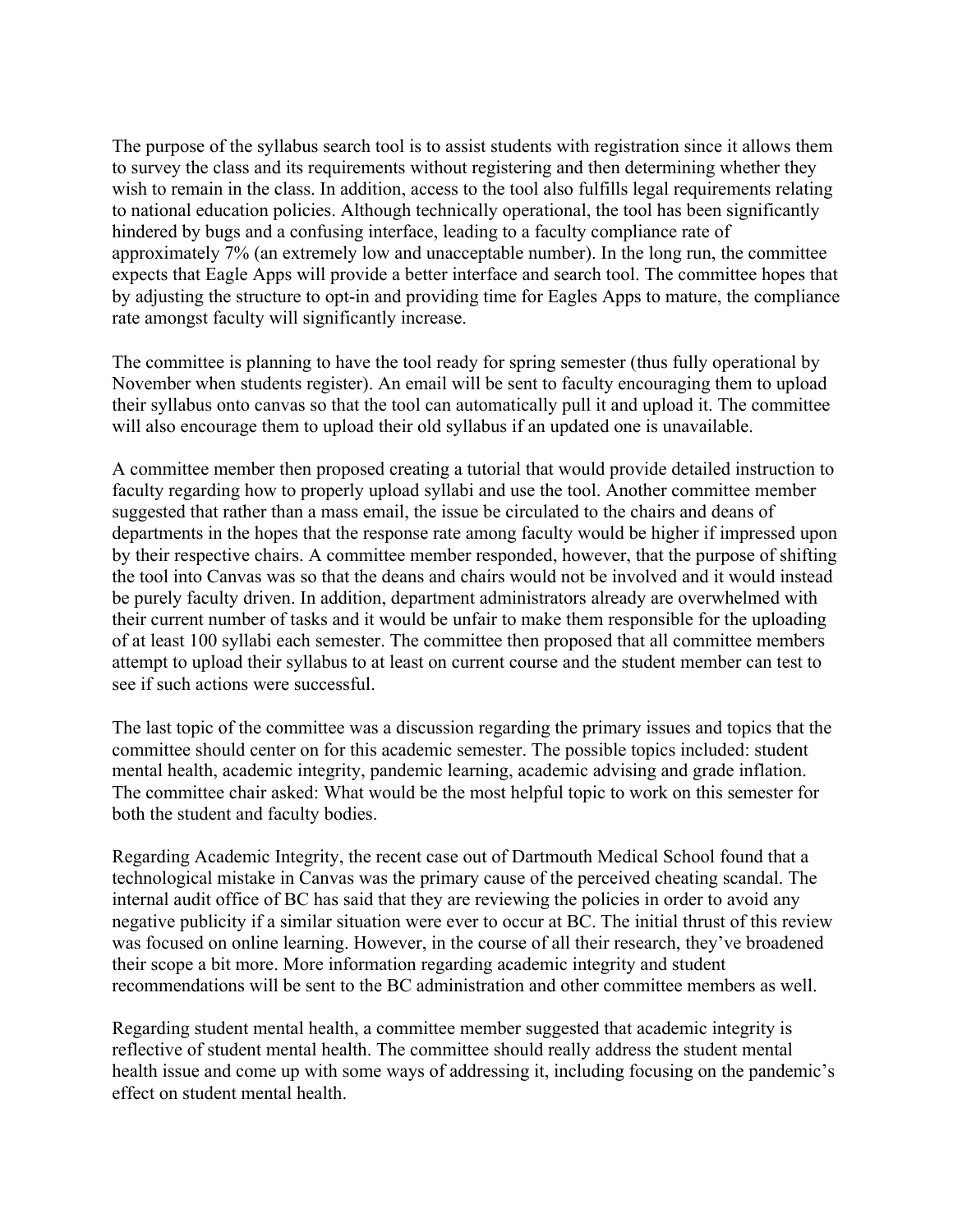The purpose of the syllabus search tool is to assist students with registration since it allows them to survey the class and its requirements without registering and then determining whether they wish to remain in the class. In addition, access to the tool also fulfills legal requirements relating to national education policies. Although technically operational, the tool has been significantly hindered by bugs and a confusing interface, leading to a faculty compliance rate of approximately 7% (an extremely low and unacceptable number). In the long run, the committee expects that Eagle Apps will provide a better interface and search tool. The committee hopes that by adjusting the structure to opt-in and providing time for Eagles Apps to mature, the compliance rate amongst faculty will significantly increase.

The committee is planning to have the tool ready for spring semester (thus fully operational by November when students register). An email will be sent to faculty encouraging them to upload their syllabus onto canvas so that the tool can automatically pull it and upload it. The committee will also encourage them to upload their old syllabus if an updated one is unavailable.

A committee member then proposed creating a tutorial that would provide detailed instruction to faculty regarding how to properly upload syllabi and use the tool. Another committee member suggested that rather than a mass email, the issue be circulated to the chairs and deans of departments in the hopes that the response rate among faculty would be higher if impressed upon by their respective chairs. A committee member responded, however, that the purpose of shifting the tool into Canvas was so that the deans and chairs would not be involved and it would instead be purely faculty driven. In addition, department administrators already are overwhelmed with their current number of tasks and it would be unfair to make them responsible for the uploading of at least 100 syllabi each semester. The committee then proposed that all committee members attempt to upload their syllabus to at least on current course and the student member can test to see if such actions were successful.

The last topic of the committee was a discussion regarding the primary issues and topics that the committee should center on for this academic semester. The possible topics included: student mental health, academic integrity, pandemic learning, academic advising and grade inflation. The committee chair asked: What would be the most helpful topic to work on this semester for both the student and faculty bodies.

Regarding Academic Integrity, the recent case out of Dartmouth Medical School found that a technological mistake in Canvas was the primary cause of the perceived cheating scandal. The internal audit office of BC has said that they are reviewing the policies in order to avoid any negative publicity if a similar situation were ever to occur at BC. The initial thrust of this review was focused on online learning. However, in the course of all their research, they've broadened their scope a bit more. More information regarding academic integrity and student recommendations will be sent to the BC administration and other committee members as well.

Regarding student mental health, a committee member suggested that academic integrity is reflective of student mental health. The committee should really address the student mental health issue and come up with some ways of addressing it, including focusing on the pandemic's effect on student mental health.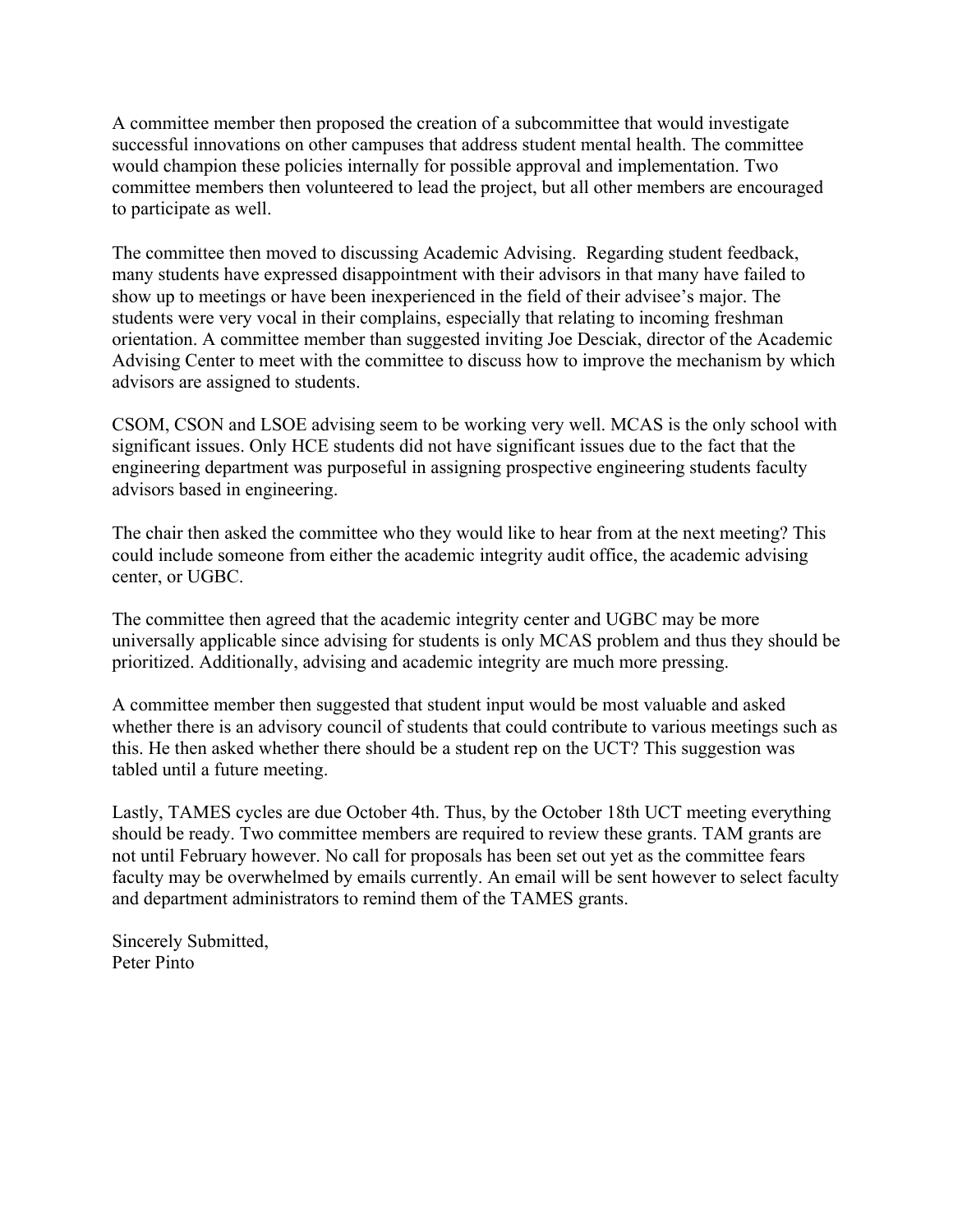A committee member then proposed the creation of a subcommittee that would investigate successful innovations on other campuses that address student mental health. The committee would champion these policies internally for possible approval and implementation. Two committee members then volunteered to lead the project, but all other members are encouraged to participate as well.

The committee then moved to discussing Academic Advising.  Regarding student feedback, many students have expressed disappointment with their advisors in that many have failed to show up to meetings or have been inexperienced in the field of their advisee's major. The students were very vocal in their complains, especially that relating to incoming freshman orientation. A committee member than suggested inviting Joe Desciak, director of the Academic Advising Center to meet with the committee to discuss how to improve the mechanism by which advisors are assigned to students.

CSOM, CSON and LSOE advising seem to be working very well. MCAS is the only school with significant issues. Only HCE students did not have significant issues due to the fact that the engineering department was purposeful in assigning prospective engineering students faculty advisors based in engineering.

The chair then asked the committee who they would like to hear from at the next meeting? This could include someone from either the academic integrity audit office, the academic advising center, or UGBC.

The committee then agreed that the academic integrity center and UGBC may be more universally applicable since advising for students is only MCAS problem and thus they should be prioritized. Additionally, advising and academic integrity are much more pressing.

A committee member then suggested that student input would be most valuable and asked whether there is an advisory council of students that could contribute to various meetings such as this. He then asked whether there should be a student rep on the UCT? This suggestion was tabled until a future meeting.

Lastly, TAMES cycles are due October 4th. Thus, by the October 18th UCT meeting everything should be ready. Two committee members are required to review these grants. TAM grants are not until February however. No call for proposals has been set out yet as the committee fears faculty may be overwhelmed by emails currently. An email will be sent however to select faculty and department administrators to remind them of the TAMES grants.

Sincerely Submitted,
Peter Pinto